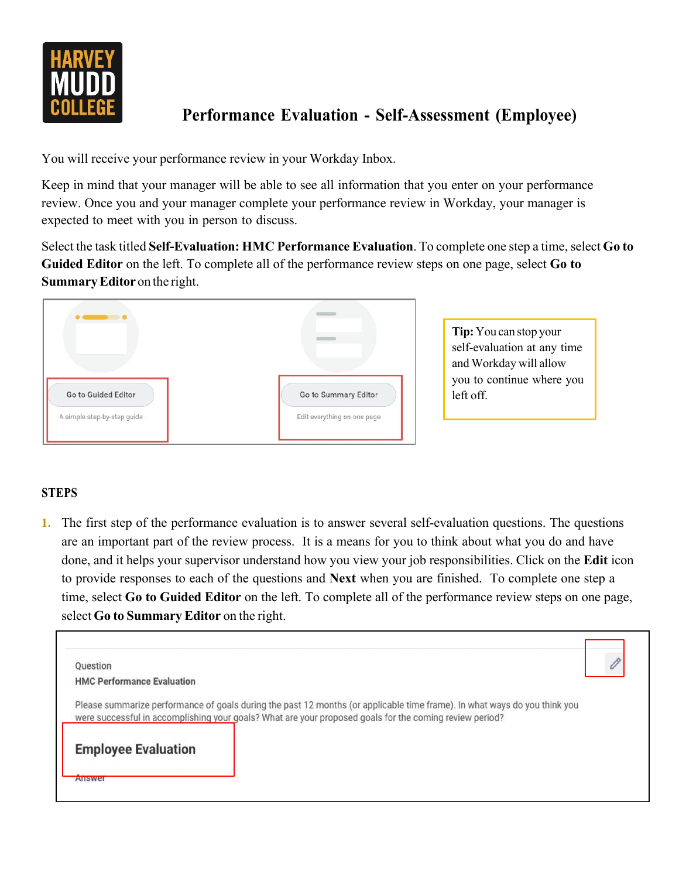# Performance Evaluation - Self-Assessment (Employee)

You will receive your performance review in your Workday Inbox.

Keep in mind that your manager will be able to see all information that you enter on your performance review. Once you and your manager complete your performance review in Workday, your manager is expected to meet with you in person to discuss.

Select the task titled **Self-Evaluation: HMC Performance Evaluation**. To complete one step a time, select **Go to Guided Editor** on the left. To complete all of the performance review steps on one page, select **Go to Summary Editor** on the right.

Go to Guided Editor

A simple step-by-step guide

Go to Summary Editor

Edit everything on one page

**Tip:** You can stop your self-evaluation at any time and Workday will allow you to continue where you left off.

## STEPS

1. The first step of the performance evaluation is to answer several self-evaluation questions. The questions are an important part of the review process. It is a means for you to think about what you do and have done, and it helps your supervisor understand how you view your job responsibilities. Click on the **Edit** icon to provide responses to each of the questions and **Next** when you are finished. To complete one step a time, select **Go to Guided Editor** on the left. To complete all of the performance review steps on one page, select **Go to Summary Editor** on the right.

Question

HMC Performance Evaluation

Please summarize performance of goals during the past 12 months (or applicable time frame). In what ways do you think you were successful in accomplishing your goals? What are your proposed goals for the coming review period?

Employee Evaluation

Answer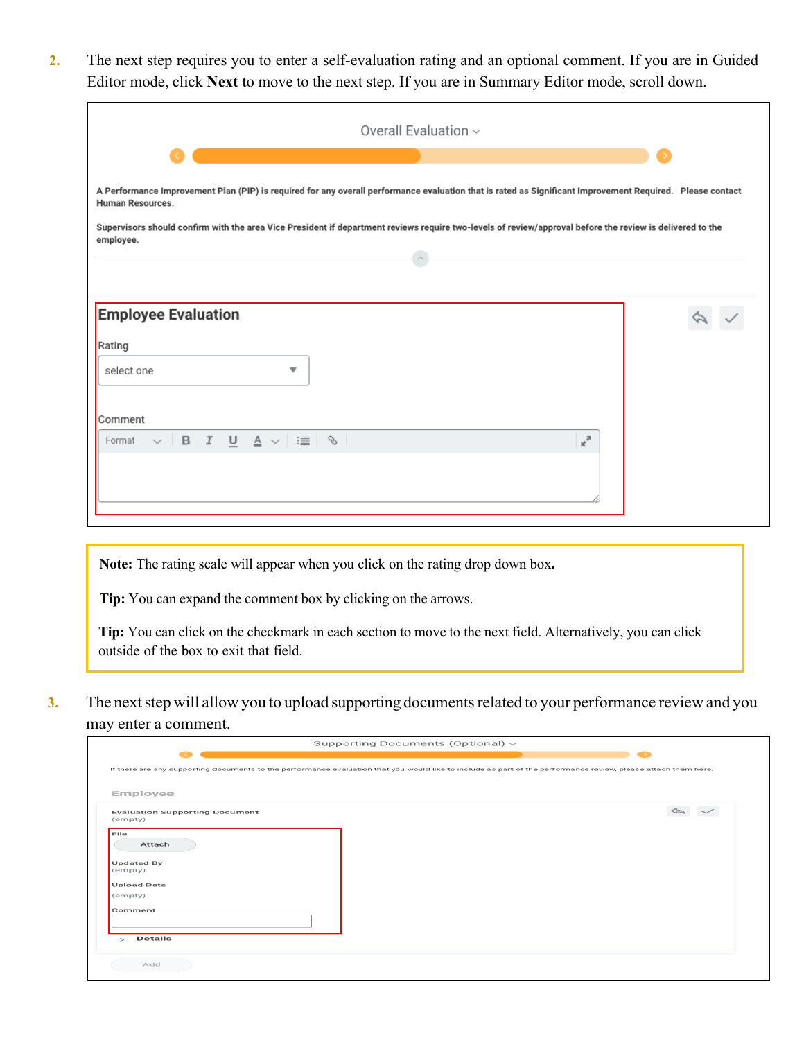2. The next step requires you to enter a self-evaluation rating and an optional comment. If you are in Guided Editor mode, click **Next** to move to the next step. If you are in Summary Editor mode, scroll down.

Overall Evaluation

A Performance Improvement Plan (PIP) is required for any overall performance evaluation that is rated as Significant Improvement Required. Please contact Human Resources.

Supervisors should confirm with the area Vice President if department reviews require two-levels of review/approval before the review is delivered to the employee.

**Employee Evaluation**

Rating

select one

Comment

Format B I U A

**Note:** The rating scale will appear when you click on the rating drop down box**.**

**Tip:** You can expand the comment box by clicking on the arrows.

**Tip:** You can click on the checkmark in each section to move to the next field. Alternatively, you can click outside of the box to exit that field.

3. The next step will allow you to upload supporting documents related to your performance review and you may enter a comment.

Supporting Documents (Optional)

If there are any supporting documents to the performance evaluation that you would like to include as part of the performance review, please attach them here.

Employee

Evaluation Supporting Document
(empty)

File

Attach

Updated By
(empty)

Upload Date
(empty)

Comment

Details

Add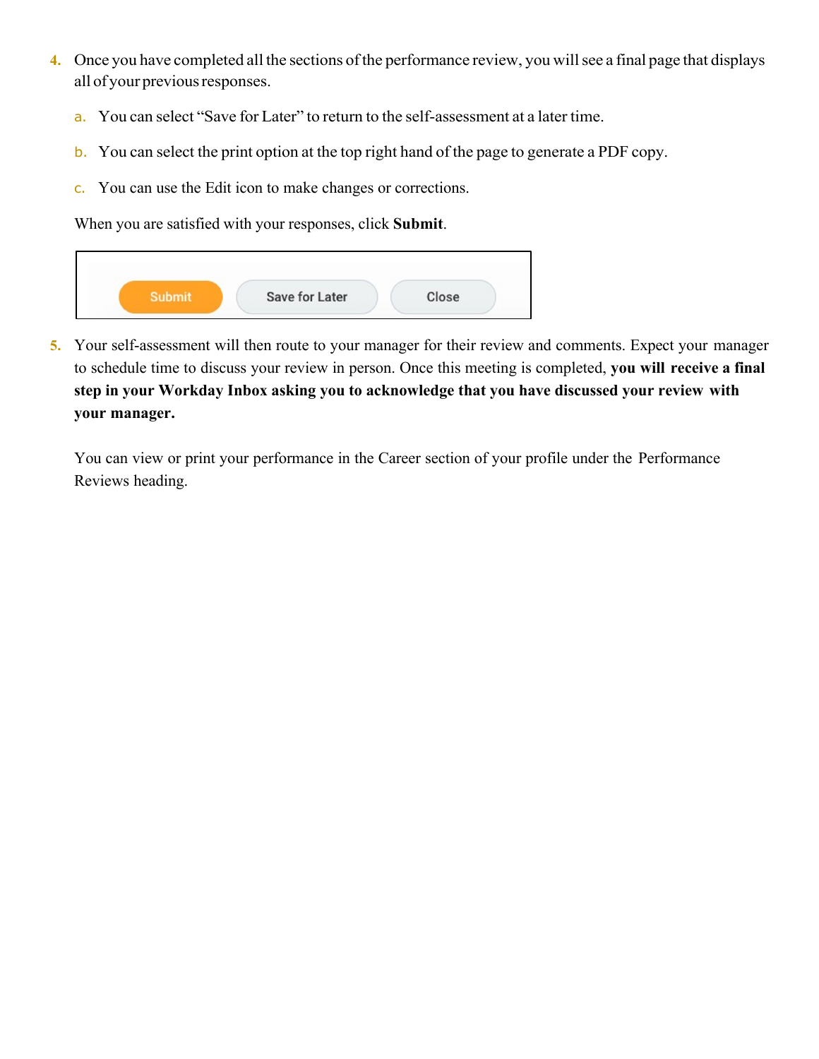4. Once you have completed all the sections of the performance review, you will see a final page that displays all of your previous responses.

   a. You can select “Save for Later” to return to the self-assessment at a later time.

   b. You can select the print option at the top right hand of the page to generate a PDF copy.

   c. You can use the Edit icon to make changes or corrections.

   When you are satisfied with your responses, click **Submit**.

   Submit    Save for Later    Close

5. Your self-assessment will then route to your manager for their review and comments. Expect your manager to schedule time to discuss your review in person. Once this meeting is completed, **you will receive a final step in your Workday Inbox asking you to acknowledge that you have discussed your review with your manager.**

   You can view or print your performance in the Career section of your profile under the Performance Reviews heading.